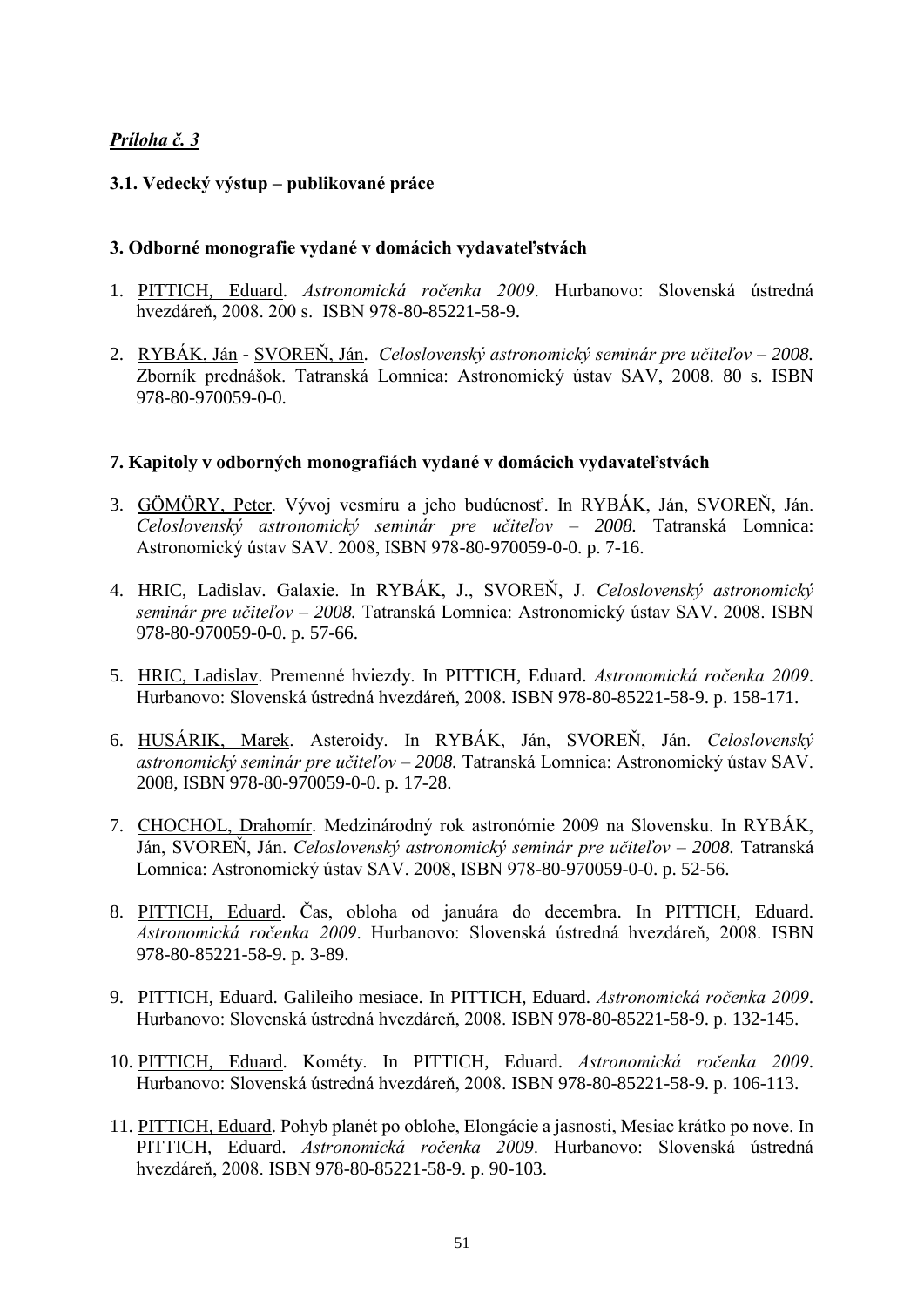*Príloha č. 3*

**3.1. Vedecký výstup – publikované práce**

**3. Odborné monografie vydané v domácich vydavateľstvách**

1. PITTICH, Eduard. *Astronomická ročenka 2009*. Hurbanovo: Slovenská ústredná hvezdáreň, 2008. 200 s. ISBN 978-80-85221-58-9.

2. RYBÁK, Ján - SVOREŇ, Ján. *Celoslovenský astronomický seminár pre učiteľov – 2008.* Zborník prednášok. Tatranská Lomnica: Astronomický ústav SAV, 2008. 80 s. ISBN 978-80-970059-0-0.

**7. Kapitoly v odborných monografiách vydané v domácich vydavateľstvách**

3. GÖMÖRY, Peter. Vývoj vesmíru a jeho budúcnosť. In RYBÁK, Ján, SVOREŇ, Ján. *Celoslovenský astronomický seminár pre učiteľov – 2008.* Tatranská Lomnica: Astronomický ústav SAV. 2008, ISBN 978-80-970059-0-0. p. 7-16.

4. HRIC, Ladislav. Galaxie. In RYBÁK, J., SVOREŇ, J. *Celoslovenský astronomický seminár pre učiteľov – 2008.* Tatranská Lomnica: Astronomický ústav SAV. 2008. ISBN 978-80-970059-0-0. p. 57-66.

5. HRIC, Ladislav. Premenné hviezdy. In PITTICH, Eduard. *Astronomická ročenka 2009*. Hurbanovo: Slovenská ústredná hvezdáreň, 2008. ISBN 978-80-85221-58-9. p. 158-171.

6. HUSÁRIK, Marek. Asteroidy. In RYBÁK, Ján, SVOREŇ, Ján. *Celoslovenský astronomický seminár pre učiteľov – 2008.* Tatranská Lomnica: Astronomický ústav SAV. 2008, ISBN 978-80-970059-0-0. p. 17-28.

7. CHOCHOL, Drahomír. Medzinárodný rok astronómie 2009 na Slovensku. In RYBÁK, Ján, SVOREŇ, Ján. *Celoslovenský astronomický seminár pre učiteľov – 2008.* Tatranská Lomnica: Astronomický ústav SAV. 2008, ISBN 978-80-970059-0-0. p. 52-56.

8. PITTICH, Eduard. Čas, obloha od januára do decembra. In PITTICH, Eduard. *Astronomická ročenka 2009*. Hurbanovo: Slovenská ústredná hvezdáreň, 2008. ISBN 978-80-85221-58-9. p. 3-89.

9. PITTICH, Eduard. Galileiho mesiace. In PITTICH, Eduard. *Astronomická ročenka 2009*. Hurbanovo: Slovenská ústredná hvezdáreň, 2008. ISBN 978-80-85221-58-9. p. 132-145.

10. PITTICH, Eduard. Kométy. In PITTICH, Eduard. *Astronomická ročenka 2009*. Hurbanovo: Slovenská ústredná hvezdáreň, 2008. ISBN 978-80-85221-58-9. p. 106-113.

11. PITTICH, Eduard. Pohyb planét po oblohe, Elongácie a jasnosti, Mesiac krátko po nove. In PITTICH, Eduard. *Astronomická ročenka 2009*. Hurbanovo: Slovenská ústredná hvezdáreň, 2008. ISBN 978-80-85221-58-9. p. 90-103.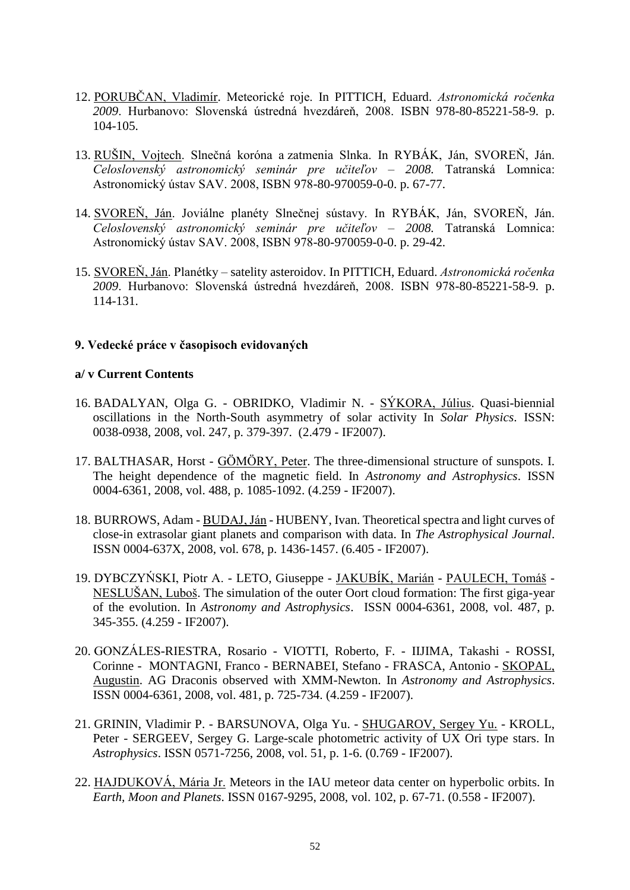12. PORUBČAN, Vladimír. Meteorické roje. In PITTICH, Eduard. *Astronomická ročenka 2009*. Hurbanovo: Slovenská ústredná hvezdáreň, 2008. ISBN 978-80-85221-58-9. p. 104-105.

13. RUŠIN, Vojtech. Slnečná koróna a zatmenia Slnka. In RYBÁK, Ján, SVOREŇ, Ján. *Celoslovenský astronomický seminár pre učiteľov – 2008*. Tatranská Lomnica: Astronomický ústav SAV. 2008, ISBN 978-80-970059-0-0. p. 67-77.

14. SVOREŇ, Ján. Joviálne planéty Slnečnej sústavy. In RYBÁK, Ján, SVOREŇ, Ján. *Celoslovenský astronomický seminár pre učiteľov – 2008*. Tatranská Lomnica: Astronomický ústav SAV. 2008, ISBN 978-80-970059-0-0. p. 29-42.

15. SVOREŇ, Ján. Planétky – satelity asteroidov. In PITTICH, Eduard. *Astronomická ročenka 2009*. Hurbanovo: Slovenská ústredná hvezdáreň, 2008. ISBN 978-80-85221-58-9. p. 114-131.

**9. Vedecké práce v časopisoch evidovaných**

**a/ v Current Contents**

16. BADALYAN, Olga G. - OBRIDKO, Vladimir N. - SÝKORA, Július. Quasi-biennial oscillations in the North-South asymmetry of solar activity In *Solar Physics*. ISSN: 0038-0938, 2008, vol. 247, p. 379-397. (2.479 - IF2007).

17. BALTHASAR, Horst - GÖMÖRY, Peter. The three-dimensional structure of sunspots. I. The height dependence of the magnetic field. In *Astronomy and Astrophysics*. ISSN 0004-6361, 2008, vol. 488, p. 1085-1092. (4.259 - IF2007).

18. BURROWS, Adam - BUDAJ, Ján - HUBENY, Ivan. Theoretical spectra and light curves of close-in extrasolar giant planets and comparison with data. In *The Astrophysical Journal*. ISSN 0004-637X, 2008, vol. 678, p. 1436-1457. (6.405 - IF2007).

19. DYBCZYŃSKI, Piotr A. - LETO, Giuseppe - JAKUBÍK, Marián - PAULECH, Tomáš - NESLUŠAN, Luboš. The simulation of the outer Oort cloud formation: The first giga-year of the evolution. In *Astronomy and Astrophysics*. ISSN 0004-6361, 2008, vol. 487, p. 345-355. (4.259 - IF2007).

20. GONZÁLES-RIESTRA, Rosario - VIOTTI, Roberto, F. - IIJIMA, Takashi - ROSSI, Corinne - MONTAGNI, Franco - BERNABEI, Stefano - FRASCA, Antonio - SKOPAL, Augustin. AG Draconis observed with XMM-Newton. In *Astronomy and Astrophysics*. ISSN 0004-6361, 2008, vol. 481, p. 725-734. (4.259 - IF2007).

21. GRININ, Vladimir P. - BARSUNOVA, Olga Yu. - SHUGAROV, Sergey Yu. - KROLL, Peter - SERGEEV, Sergey G. Large-scale photometric activity of UX Ori type stars. In *Astrophysics*. ISSN 0571-7256, 2008, vol. 51, p. 1-6. (0.769 - IF2007).

22. HAJDUKOVÁ, Mária Jr. Meteors in the IAU meteor data center on hyperbolic orbits. In *Earth, Moon and Planets*. ISSN 0167-9295, 2008, vol. 102, p. 67-71. (0.558 - IF2007).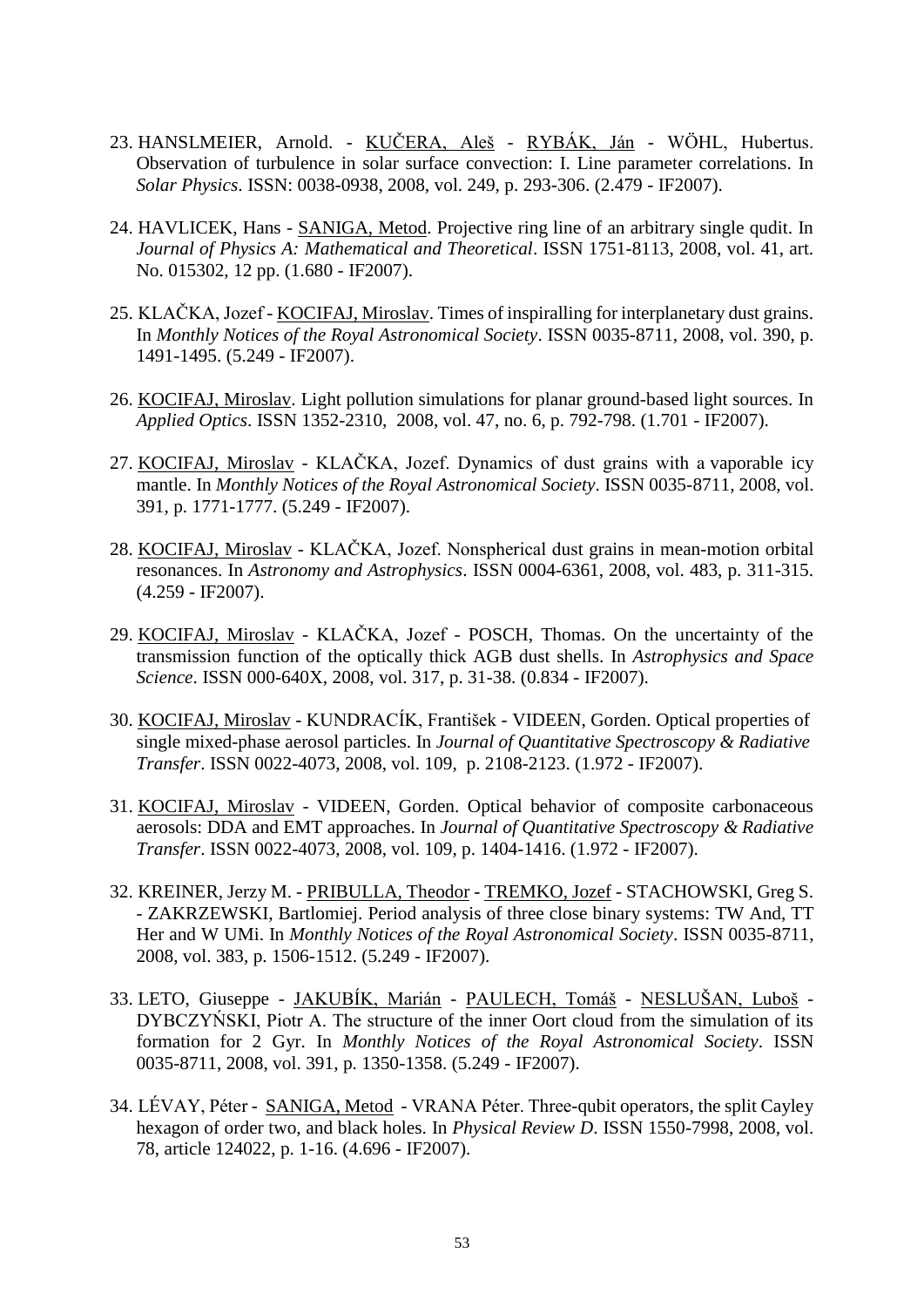23. HANSLMEIER, Arnold. - KUČERA, Aleš - RYBÁK, Ján - WÖHL, Hubertus. Observation of turbulence in solar surface convection: I. Line parameter correlations. In *Solar Physics*. ISSN: 0038-0938, 2008, vol. 249, p. 293-306. (2.479 - IF2007).

24. HAVLICEK, Hans - SANIGA, Metod. Projective ring line of an arbitrary single qudit. In *Journal of Physics A: Mathematical and Theoretical*. ISSN 1751-8113, 2008, vol. 41, art. No. 015302, 12 pp. (1.680 - IF2007).

25. KLAČKA, Jozef - KOCIFAJ, Miroslav. Times of inspiralling for interplanetary dust grains. In *Monthly Notices of the Royal Astronomical Society*. ISSN 0035-8711, 2008, vol. 390, p. 1491-1495. (5.249 - IF2007).

26. KOCIFAJ, Miroslav. Light pollution simulations for planar ground-based light sources. In *Applied Optics*. ISSN 1352-2310, 2008, vol. 47, no. 6, p. 792-798. (1.701 - IF2007).

27. KOCIFAJ, Miroslav - KLAČKA, Jozef. Dynamics of dust grains with a vaporable icy mantle. In *Monthly Notices of the Royal Astronomical Society*. ISSN 0035-8711, 2008, vol. 391, p. 1771-1777. (5.249 - IF2007).

28. KOCIFAJ, Miroslav - KLAČKA, Jozef. Nonspherical dust grains in mean-motion orbital resonances. In *Astronomy and Astrophysics*. ISSN 0004-6361, 2008, vol. 483, p. 311-315. (4.259 - IF2007).

29. KOCIFAJ, Miroslav - KLAČKA, Jozef - POSCH, Thomas. On the uncertainty of the transmission function of the optically thick AGB dust shells. In *Astrophysics and Space Science*. ISSN 000-640X, 2008, vol. 317, p. 31-38. (0.834 - IF2007).

30. KOCIFAJ, Miroslav - KUNDRACÍK, František - VIDEEN, Gorden. Optical properties of single mixed-phase aerosol particles. In *Journal of Quantitative Spectroscopy & Radiative Transfer*. ISSN 0022-4073, 2008, vol. 109, p. 2108-2123. (1.972 - IF2007).

31. KOCIFAJ, Miroslav - VIDEEN, Gorden. Optical behavior of composite carbonaceous aerosols: DDA and EMT approaches. In *Journal of Quantitative Spectroscopy & Radiative Transfer*. ISSN 0022-4073, 2008, vol. 109, p. 1404-1416. (1.972 - IF2007).

32. KREINER, Jerzy M. - PRIBULLA, Theodor - TREMKO, Jozef - STACHOWSKI, Greg S. - ZAKRZEWSKI, Bartlomiej. Period analysis of three close binary systems: TW And, TT Her and W UMi. In *Monthly Notices of the Royal Astronomical Society*. ISSN 0035-8711, 2008, vol. 383, p. 1506-1512. (5.249 - IF2007).

33. LETO, Giuseppe - JAKUBÍK, Marián - PAULECH, Tomáš - NESLUŠAN, Luboš - DYBCZYŃSKI, Piotr A. The structure of the inner Oort cloud from the simulation of its formation for 2 Gyr. In *Monthly Notices of the Royal Astronomical Society*. ISSN 0035-8711, 2008, vol. 391, p. 1350-1358. (5.249 - IF2007).

34. LÉVAY, Péter - SANIGA, Metod - VRANA Péter. Three-qubit operators, the split Cayley hexagon of order two, and black holes. In *Physical Review D*. ISSN 1550-7998, 2008, vol. 78, article 124022, p. 1-16. (4.696 - IF2007).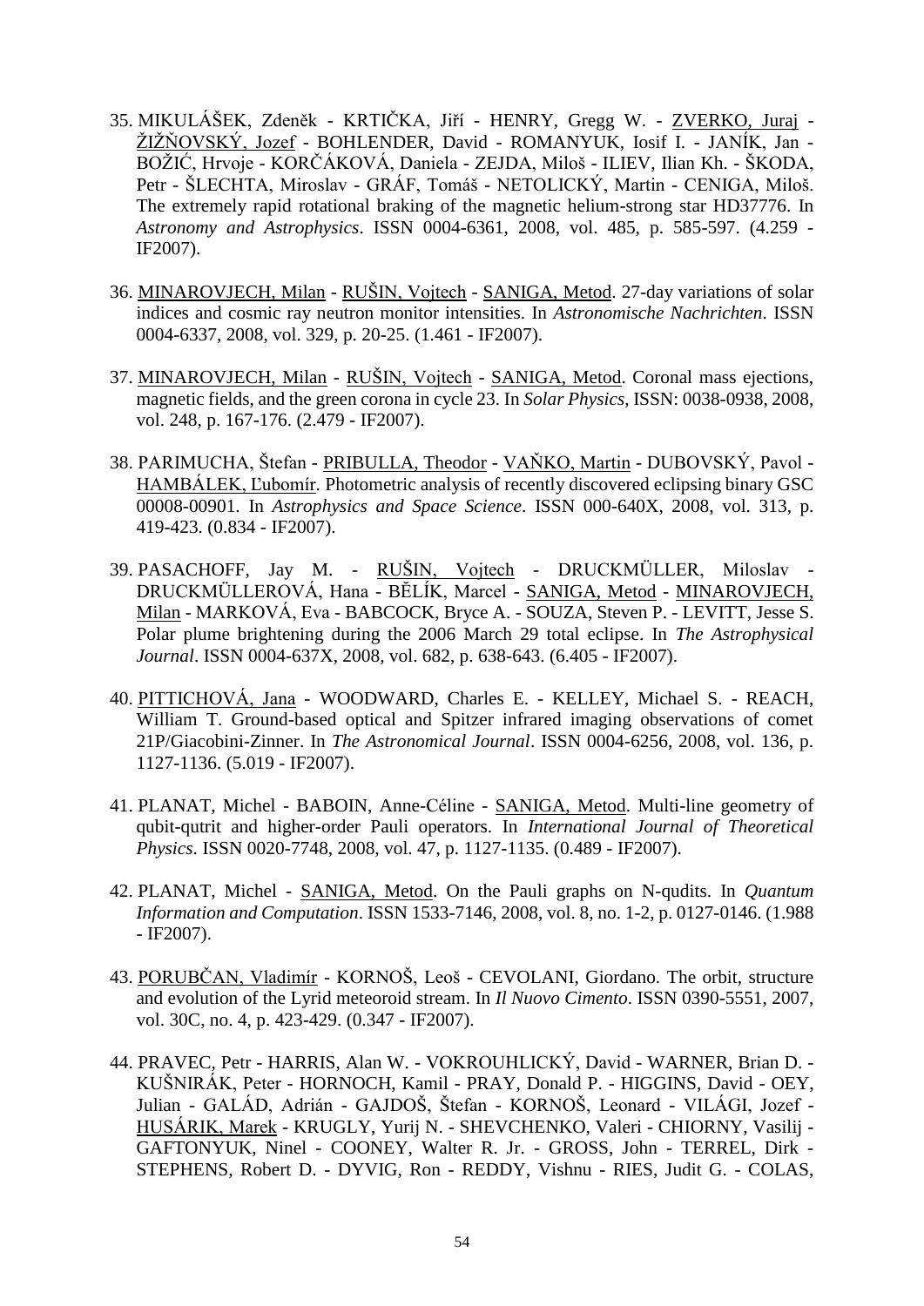35. MIKULÁŠEK, Zdeněk - KRTIČKA, Jiří - HENRY, Gregg W. - ZVERKO, Juraj - ŽIŽŇOVSKÝ, Jozef - BOHLENDER, David - ROMANYUK, Iosif I. - JANÍK, Jan - BOŽIĆ, Hrvoje - KORČÁKOVÁ, Daniela - ZEJDA, Miloš - ILIEV, Ilian Kh. - ŠKODA, Petr - ŠLECHTA, Miroslav - GRÁF, Tomáš - NETOLICKÝ, Martin - CENIGA, Miloš. The extremely rapid rotational braking of the magnetic helium-strong star HD37776. In *Astronomy and Astrophysics*. ISSN 0004-6361, 2008, vol. 485, p. 585-597. (4.259 - IF2007).

36. MINAROVJECH, Milan - RUŠIN, Vojtech - SANIGA, Metod. 27-day variations of solar indices and cosmic ray neutron monitor intensities. In *Astronomische Nachrichten*. ISSN 0004-6337, 2008, vol. 329, p. 20-25. (1.461 - IF2007).

37. MINAROVJECH, Milan - RUŠIN, Vojtech - SANIGA, Metod. Coronal mass ejections, magnetic fields, and the green corona in cycle 23. In *Solar Physics*, ISSN: 0038-0938, 2008, vol. 248, p. 167-176. (2.479 - IF2007).

38. PARIMUCHA, Štefan - PRIBULLA, Theodor - VAŇKO, Martin - DUBOVSKÝ, Pavol - HAMBÁLEK, Ľubomír. Photometric analysis of recently discovered eclipsing binary GSC 00008-00901. In *Astrophysics and Space Science*. ISSN 000-640X, 2008, vol. 313, p. 419-423. (0.834 - IF2007).

39. PASACHOFF, Jay M. - RUŠIN, Vojtech - DRUCKMÜLLER, Miloslav - DRUCKMÜLLEROVÁ, Hana - BĚLÍK, Marcel - SANIGA, Metod - MINAROVJECH, Milan - MARKOVÁ, Eva - BABCOCK, Bryce A. - SOUZA, Steven P. - LEVITT, Jesse S. Polar plume brightening during the 2006 March 29 total eclipse. In *The Astrophysical Journal*. ISSN 0004-637X, 2008, vol. 682, p. 638-643. (6.405 - IF2007).

40. PITTICHOVÁ, Jana - WOODWARD, Charles E. - KELLEY, Michael S. - REACH, William T. Ground-based optical and Spitzer infrared imaging observations of comet 21P/Giacobini-Zinner. In *The Astronomical Journal*. ISSN 0004-6256, 2008, vol. 136, p. 1127-1136. (5.019 - IF2007).

41. PLANAT, Michel - BABOIN, Anne-Céline - SANIGA, Metod. Multi-line geometry of qubit-qutrit and higher-order Pauli operators. In *International Journal of Theoretical Physics*. ISSN 0020-7748, 2008, vol. 47, p. 1127-1135. (0.489 - IF2007).

42. PLANAT, Michel - SANIGA, Metod. On the Pauli graphs on N-qudits. In *Quantum Information and Computation*. ISSN 1533-7146, 2008, vol. 8, no. 1-2, p. 0127-0146. (1.988 - IF2007).

43. PORUBČAN, Vladimír - KORNOŠ, Leoš - CEVOLANI, Giordano. The orbit, structure and evolution of the Lyrid meteoroid stream. In *Il Nuovo Cimento*. ISSN 0390-5551, 2007, vol. 30C, no. 4, p. 423-429. (0.347 - IF2007).

44. PRAVEC, Petr - HARRIS, Alan W. - VOKROUHLICKÝ, David - WARNER, Brian D. - KUŠNIRÁK, Peter - HORNOCH, Kamil - PRAY, Donald P. - HIGGINS, David - OEY, Julian - GALÁD, Adrián - GAJDOŠ, Štefan - KORNOŠ, Leonard - VILÁGI, Jozef - HUSÁRIK, Marek - KRUGLY, Yurij N. - SHEVCHENKO, Valeri - CHIORNY, Vasilij - GAFTONYUK, Ninel - COONEY, Walter R. Jr. - GROSS, John - TERREL, Dirk - STEPHENS, Robert D. - DYVIG, Ron - REDDY, Vishnu - RIES, Judit G. - COLAS,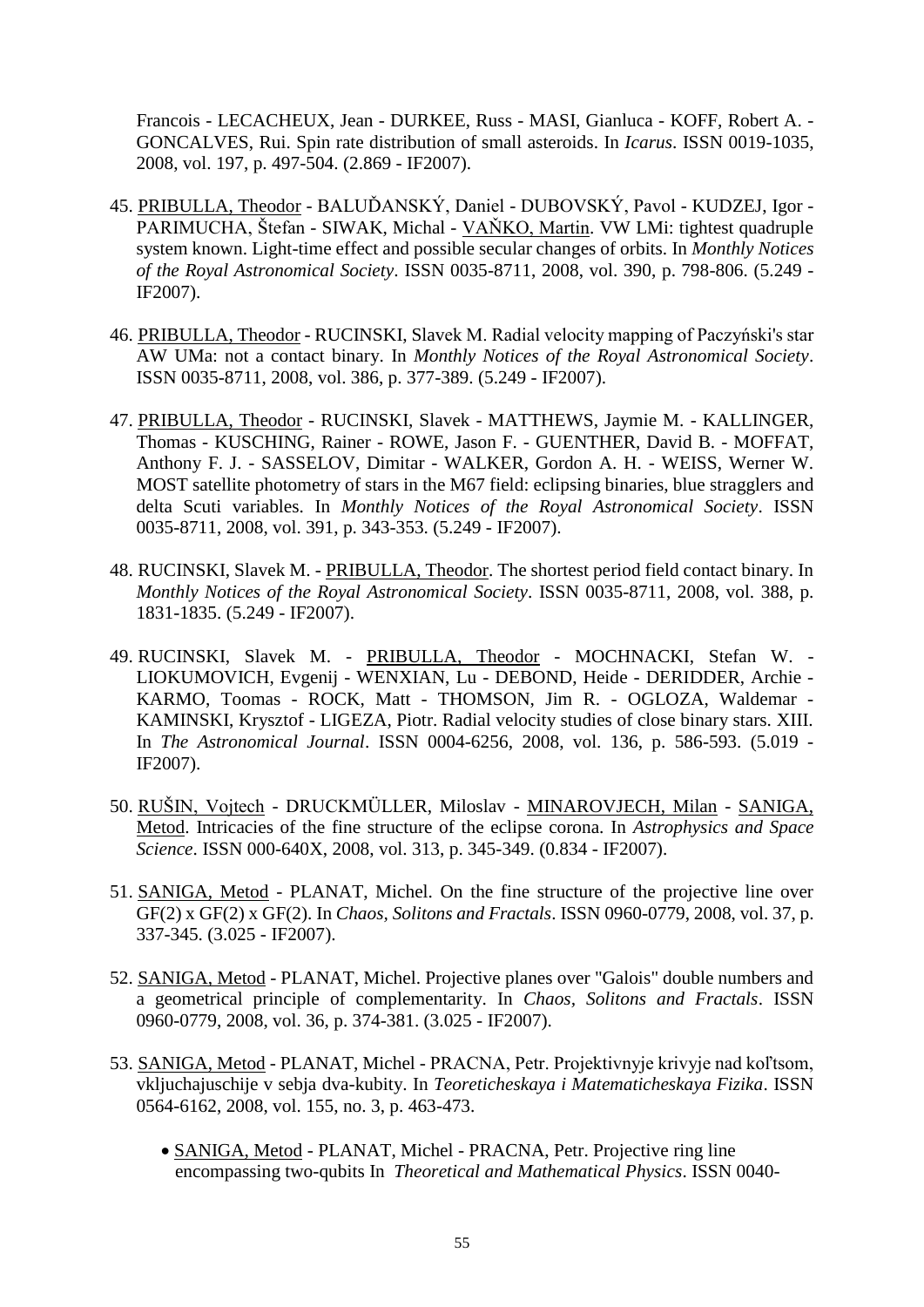Francois - LECACHEUX, Jean - DURKEE, Russ - MASI, Gianluca - KOFF, Robert A. - GONCALVES, Rui. Spin rate distribution of small asteroids. In *Icarus*. ISSN 0019-1035, 2008, vol. 197, p. 497-504. (2.869 - IF2007).

45. PRIBULLA, Theodor - BALUĎANSKÝ, Daniel - DUBOVSKÝ, Pavol - KUDZEJ, Igor - PARIMUCHA, Štefan - SIWAK, Michal - VAŇKO, Martin. VW LMi: tightest quadruple system known. Light-time effect and possible secular changes of orbits. In *Monthly Notices of the Royal Astronomical Society*. ISSN 0035-8711, 2008, vol. 390, p. 798-806. (5.249 - IF2007).

46. PRIBULLA, Theodor - RUCINSKI, Slavek M. Radial velocity mapping of Paczyński's star AW UMa: not a contact binary. In *Monthly Notices of the Royal Astronomical Society*. ISSN 0035-8711, 2008, vol. 386, p. 377-389. (5.249 - IF2007).

47. PRIBULLA, Theodor - RUCINSKI, Slavek - MATTHEWS, Jaymie M. - KALLINGER, Thomas - KUSCHING, Rainer - ROWE, Jason F. - GUENTHER, David B. - MOFFAT, Anthony F. J. - SASSELOV, Dimitar - WALKER, Gordon A. H. - WEISS, Werner W. MOST satellite photometry of stars in the M67 field: eclipsing binaries, blue stragglers and delta Scuti variables. In *Monthly Notices of the Royal Astronomical Society*. ISSN 0035-8711, 2008, vol. 391, p. 343-353. (5.249 - IF2007).

48. RUCINSKI, Slavek M. - PRIBULLA, Theodor. The shortest period field contact binary. In *Monthly Notices of the Royal Astronomical Society*. ISSN 0035-8711, 2008, vol. 388, p. 1831-1835. (5.249 - IF2007).

49. RUCINSKI, Slavek M. - PRIBULLA, Theodor - MOCHNACKI, Stefan W. - LIOKUMOVICH, Evgenij - WENXIAN, Lu - DEBOND, Heide - DERIDDER, Archie - KARMO, Toomas - ROCK, Matt - THOMSON, Jim R. - OGLOZA, Waldemar - KAMINSKI, Krysztof - LIGEZA, Piotr. Radial velocity studies of close binary stars. XIII. In *The Astronomical Journal*. ISSN 0004-6256, 2008, vol. 136, p. 586-593. (5.019 - IF2007).

50. RUŠIN, Vojtech - DRUCKMÜLLER, Miloslav - MINAROVJECH, Milan - SANIGA, Metod. Intricacies of the fine structure of the eclipse corona. In *Astrophysics and Space Science*. ISSN 000-640X, 2008, vol. 313, p. 345-349. (0.834 - IF2007).

51. SANIGA, Metod - PLANAT, Michel. On the fine structure of the projective line over GF(2) x GF(2) x GF(2). In *Chaos, Solitons and Fractals*. ISSN 0960-0779, 2008, vol. 37, p. 337-345. (3.025 - IF2007).

52. SANIGA, Metod - PLANAT, Michel. Projective planes over "Galois" double numbers and a geometrical principle of complementarity. In *Chaos, Solitons and Fractals*. ISSN 0960-0779, 2008, vol. 36, p. 374-381. (3.025 - IF2007).

53. SANIGA, Metod - PLANAT, Michel - PRACNA, Petr. Projektivnyje krivyje nad koľtsom, vkljuchajuschije v sebja dva-kubity. In *Teoreticheskaya i Matematicheskaya Fizika*. ISSN 0564-6162, 2008, vol. 155, no. 3, p. 463-473.

    - SANIGA, Metod - PLANAT, Michel - PRACNA, Petr. Projective ring line encompassing two-qubits In *Theoretical and Mathematical Physics*. ISSN 0040-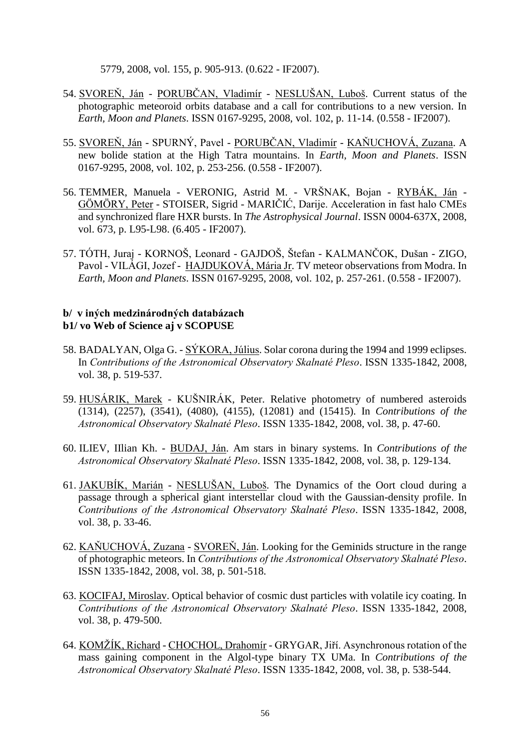5779, 2008, vol. 155, p. 905-913. (0.622 - IF2007).

54. SVOREŇ, Ján - PORUBČAN, Vladimír - NESLUŠAN, Luboš. Current status of the photographic meteoroid orbits database and a call for contributions to a new version. In *Earth, Moon and Planets*. ISSN 0167-9295, 2008, vol. 102, p. 11-14. (0.558 - IF2007).

55. SVOREŇ, Ján - SPURNÝ, Pavel - PORUBČAN, Vladimír - KAŇUCHOVÁ, Zuzana. A new bolide station at the High Tatra mountains. In *Earth, Moon and Planets*. ISSN 0167-9295, 2008, vol. 102, p. 253-256. (0.558 - IF2007).

56. TEMMER, Manuela - VERONIG, Astrid M. - VRŠNAK, Bojan - RYBÁK, Ján - GÖMÖRY, Peter - STOISER, Sigrid - MARIČIĆ, Darije. Acceleration in fast halo CMEs and synchronized flare HXR bursts. In *The Astrophysical Journal*. ISSN 0004-637X, 2008, vol. 673, p. L95-L98. (6.405 - IF2007).

57. TÓTH, Juraj - KORNOŠ, Leonard - GAJDOŠ, Štefan - KALMANČOK, Dušan - ZIGO, Pavol - VILÁGI, Jozef - HAJDUKOVÁ, Mária Jr. TV meteor observations from Modra. In *Earth, Moon and Planets*. ISSN 0167-9295, 2008, vol. 102, p. 257-261. (0.558 - IF2007).

**b/ v iných medzinárodných databázach**
**b1/ vo Web of Science aj v SCOPUSE**

58. BADALYAN, Olga G. - SÝKORA, Július. Solar corona during the 1994 and 1999 eclipses. In *Contributions of the Astronomical Observatory Skalnaté Pleso*. ISSN 1335-1842, 2008, vol. 38, p. 519-537.

59. HUSÁRIK, Marek - KUŠNIRÁK, Peter. Relative photometry of numbered asteroids (1314), (2257), (3541), (4080), (4155), (12081) and (15415). In *Contributions of the Astronomical Observatory Skalnaté Pleso*. ISSN 1335-1842, 2008, vol. 38, p. 47-60.

60. ILIEV, IIlian Kh. - BUDAJ, Ján. Am stars in binary systems. In *Contributions of the Astronomical Observatory Skalnaté Pleso*. ISSN 1335-1842, 2008, vol. 38, p. 129-134.

61. JAKUBÍK, Marián - NESLUŠAN, Luboš. The Dynamics of the Oort cloud during a passage through a spherical giant interstellar cloud with the Gaussian-density profile. In *Contributions of the Astronomical Observatory Skalnaté Pleso*. ISSN 1335-1842, 2008, vol. 38, p. 33-46.

62. KAŇUCHOVÁ, Zuzana - SVOREŇ, Ján. Looking for the Geminids structure in the range of photographic meteors. In *Contributions of the Astronomical Observatory Skalnaté Pleso*. ISSN 1335-1842, 2008, vol. 38, p. 501-518.

63. KOCIFAJ, Miroslav. Optical behavior of cosmic dust particles with volatile icy coating. In *Contributions of the Astronomical Observatory Skalnaté Pleso*. ISSN 1335-1842, 2008, vol. 38, p. 479-500.

64. KOMŽÍK, Richard - CHOCHOL, Drahomír - GRYGAR, Jiří. Asynchronous rotation of the mass gaining component in the Algol-type binary TX UMa. In *Contributions of the Astronomical Observatory Skalnaté Pleso*. ISSN 1335-1842, 2008, vol. 38, p. 538-544.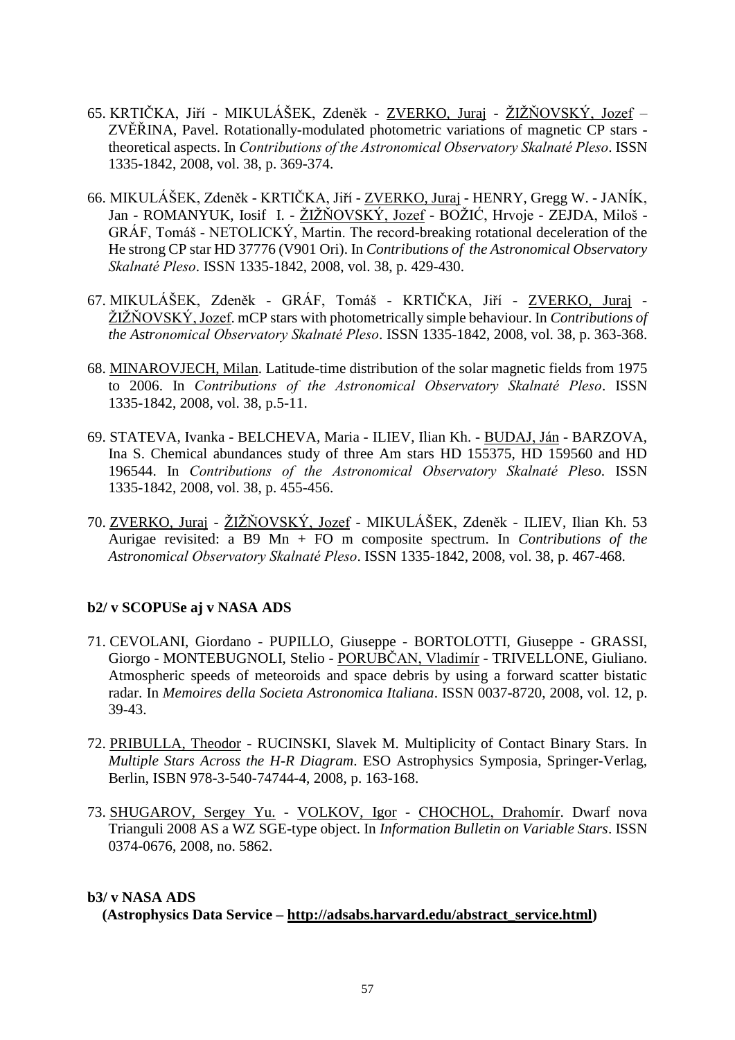65. KRTIČKA, Jiří - MIKULÁŠEK, Zdeněk - ZVERKO, Juraj - ŽIŽŇOVSKÝ, Jozef – ZVĚŘINA, Pavel. Rotationally-modulated photometric variations of magnetic CP stars - theoretical aspects. In *Contributions of the Astronomical Observatory Skalnaté Pleso*. ISSN 1335-1842, 2008, vol. 38, p. 369-374.

66. MIKULÁŠEK, Zdeněk - KRTIČKA, Jiří - ZVERKO, Juraj - HENRY, Gregg W. - JANÍK, Jan - ROMANYUK, Iosif I. - ŽIŽŇOVSKÝ, Jozef - BOŽIĆ, Hrvoje - ZEJDA, Miloš - GRÁF, Tomáš - NETOLICKÝ, Martin. The record-breaking rotational deceleration of the He strong CP star HD 37776 (V901 Ori). In *Contributions of the Astronomical Observatory Skalnaté Pleso*. ISSN 1335-1842, 2008, vol. 38, p. 429-430.

67. MIKULÁŠEK, Zdeněk - GRÁF, Tomáš - KRTIČKA, Jiří - ZVERKO, Juraj - ŽIŽŇOVSKÝ, Jozef. mCP stars with photometrically simple behaviour. In *Contributions of the Astronomical Observatory Skalnaté Pleso*. ISSN 1335-1842, 2008, vol. 38, p. 363-368.

68. MINAROVJECH, Milan. Latitude-time distribution of the solar magnetic fields from 1975 to 2006. In *Contributions of the Astronomical Observatory Skalnaté Pleso*. ISSN 1335-1842, 2008, vol. 38, p.5-11.

69. STATEVA, Ivanka - BELCHEVA, Maria - ILIEV, Ilian Kh. - BUDAJ, Ján - BARZOVA, Ina S. Chemical abundances study of three Am stars HD 155375, HD 159560 and HD 196544. In *Contributions of the Astronomical Observatory Skalnaté Pleso.* ISSN 1335-1842, 2008, vol. 38, p. 455-456.

70. ZVERKO, Juraj - ŽIŽŇOVSKÝ, Jozef - MIKULÁŠEK, Zdeněk - ILIEV, Ilian Kh. 53 Aurigae revisited: a B9 Mn + FO m composite spectrum. In *Contributions of the Astronomical Observatory Skalnaté Pleso*. ISSN 1335-1842, 2008, vol. 38, p. 467-468.

**b2/ v SCOPUSe aj v NASA ADS**

71. CEVOLANI, Giordano - PUPILLO, Giuseppe - BORTOLOTTI, Giuseppe - GRASSI, Giorgo - MONTEBUGNOLI, Stelio - PORUBČAN, Vladimír - TRIVELLONE, Giuliano. Atmospheric speeds of meteoroids and space debris by using a forward scatter bistatic radar. In *Memoires della Societa Astronomica Italiana*. ISSN 0037-8720, 2008, vol. 12, p. 39-43.

72. PRIBULLA, Theodor - RUCINSKI, Slavek M. Multiplicity of Contact Binary Stars. In *Multiple Stars Across the H-R Diagram*. ESO Astrophysics Symposia, Springer-Verlag, Berlin, ISBN 978-3-540-74744-4, 2008, p. 163-168.

73. SHUGAROV, Sergey Yu. - VOLKOV, Igor - CHOCHOL, Drahomír. Dwarf nova Trianguli 2008 AS a WZ SGE-type object. In *Information Bulletin on Variable Stars*. ISSN 0374-0676, 2008, no. 5862.

**b3/ v NASA ADS**
**(Astrophysics Data Service – http://adsabs.harvard.edu/abstract_service.html)**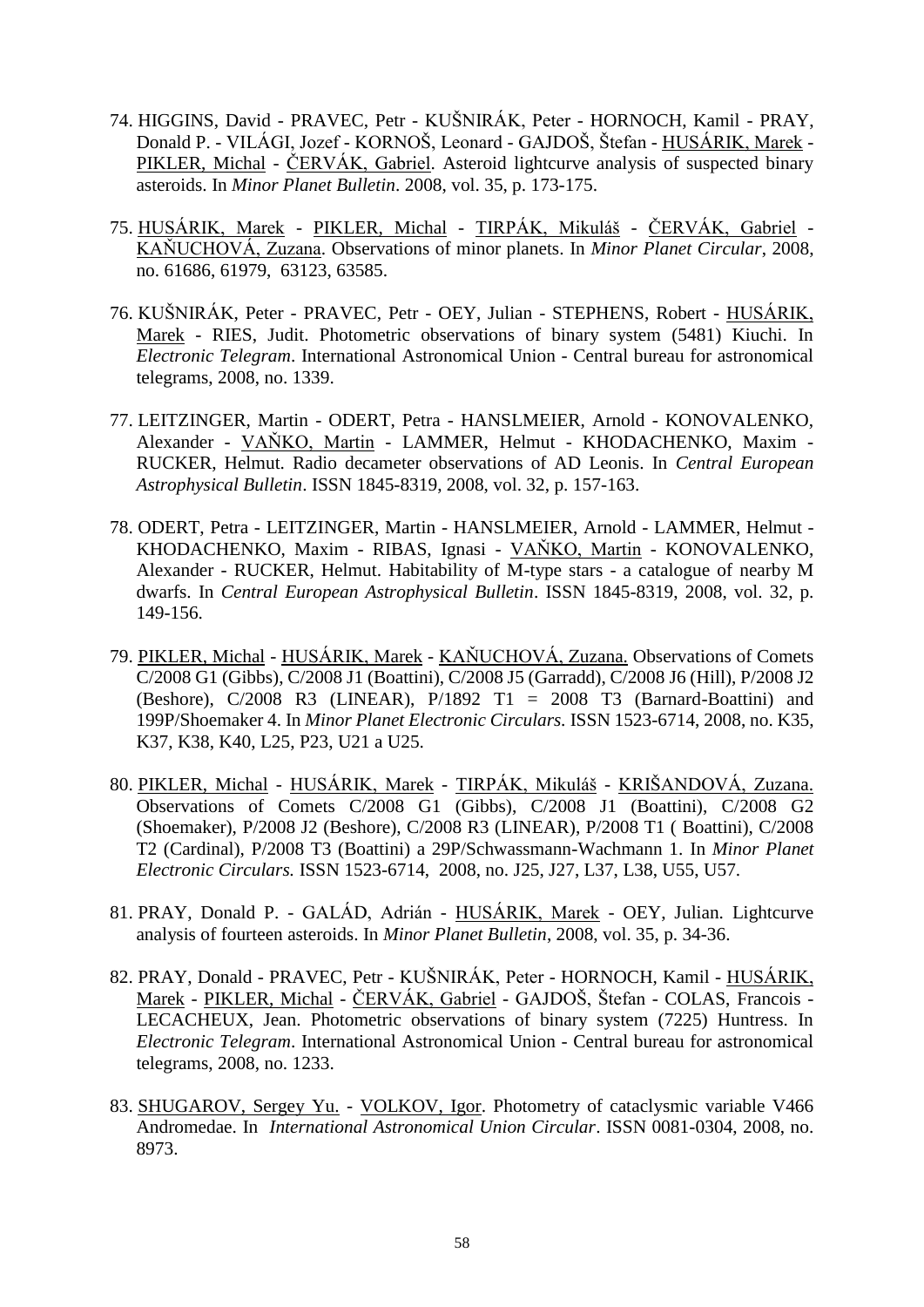74. HIGGINS, David - PRAVEC, Petr - KUŠNIRÁK, Peter - HORNOCH, Kamil - PRAY, Donald P. - VILÁGI, Jozef - KORNOŠ, Leonard - GAJDOŠ, Štefan - HUSÁRIK, Marek - PIKLER, Michal - ČERVÁK, Gabriel. Asteroid lightcurve analysis of suspected binary asteroids. In *Minor Planet Bulletin*. 2008, vol. 35, p. 173-175.

75. HUSÁRIK, Marek - PIKLER, Michal - TIRPÁK, Mikuláš - ČERVÁK, Gabriel - KAŇUCHOVÁ, Zuzana. Observations of minor planets. In *Minor Planet Circular*, 2008, no. 61686, 61979, 63123, 63585.

76. KUŠNIRÁK, Peter - PRAVEC, Petr - OEY, Julian - STEPHENS, Robert - HUSÁRIK, Marek - RIES, Judit. Photometric observations of binary system (5481) Kiuchi. In *Electronic Telegram*. International Astronomical Union - Central bureau for astronomical telegrams, 2008, no. 1339.

77. LEITZINGER, Martin - ODERT, Petra - HANSLMEIER, Arnold - KONOVALENKO, Alexander - VAŇKO, Martin - LAMMER, Helmut - KHODACHENKO, Maxim - RUCKER, Helmut. Radio decameter observations of AD Leonis. In *Central European Astrophysical Bulletin*. ISSN 1845-8319, 2008, vol. 32, p. 157-163.

78. ODERT, Petra - LEITZINGER, Martin - HANSLMEIER, Arnold - LAMMER, Helmut - KHODACHENKO, Maxim - RIBAS, Ignasi - VAŇKO, Martin - KONOVALENKO, Alexander - RUCKER, Helmut. Habitability of M-type stars - a catalogue of nearby M dwarfs. In *Central European Astrophysical Bulletin*. ISSN 1845-8319, 2008, vol. 32, p. 149-156.

79. PIKLER, Michal - HUSÁRIK, Marek - KAŇUCHOVÁ, Zuzana. Observations of Comets C/2008 G1 (Gibbs), C/2008 J1 (Boattini), C/2008 J5 (Garradd), C/2008 J6 (Hill), P/2008 J2 (Beshore), C/2008 R3 (LINEAR), P/1892 T1 = 2008 T3 (Barnard-Boattini) and 199P/Shoemaker 4. In *Minor Planet Electronic Circulars*. ISSN 1523-6714, 2008, no. K35, K37, K38, K40, L25, P23, U21 a U25.

80. PIKLER, Michal - HUSÁRIK, Marek - TIRPÁK, Mikuláš - KRIŠANDOVÁ, Zuzana. Observations of Comets C/2008 G1 (Gibbs), C/2008 J1 (Boattini), C/2008 G2 (Shoemaker), P/2008 J2 (Beshore), C/2008 R3 (LINEAR), P/2008 T1 ( Boattini), C/2008 T2 (Cardinal), P/2008 T3 (Boattini) a 29P/Schwassmann-Wachmann 1. In *Minor Planet Electronic Circulars.* ISSN 1523-6714, 2008, no. J25, J27, L37, L38, U55, U57.

81. PRAY, Donald P. - GALÁD, Adrián - HUSÁRIK, Marek - OEY, Julian. Lightcurve analysis of fourteen asteroids. In *Minor Planet Bulletin*, 2008, vol. 35, p. 34-36.

82. PRAY, Donald - PRAVEC, Petr - KUŠNIRÁK, Peter - HORNOCH, Kamil - HUSÁRIK, Marek - PIKLER, Michal - ČERVÁK, Gabriel - GAJDOŠ, Štefan - COLAS, Francois - LECACHEUX, Jean. Photometric observations of binary system (7225) Huntress. In *Electronic Telegram*. International Astronomical Union - Central bureau for astronomical telegrams, 2008, no. 1233.

83. SHUGAROV, Sergey Yu. - VOLKOV, Igor. Photometry of cataclysmic variable V466 Andromedae. In *International Astronomical Union Circular*. ISSN 0081-0304, 2008, no. 8973.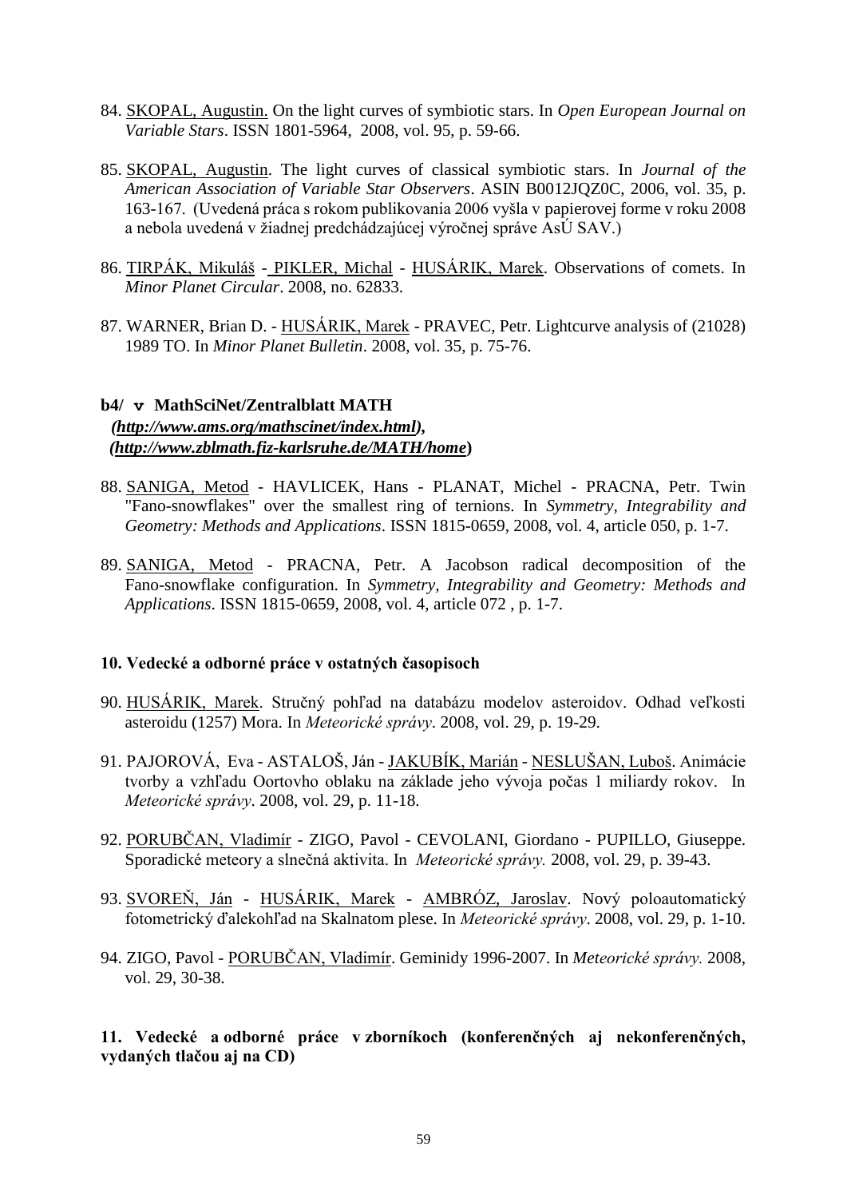84. <u>SKOPAL, Augustin.</u> On the light curves of symbiotic stars. In *Open European Journal on Variable Stars*. ISSN 1801-5964, 2008, vol. 95, p. 59-66.

85. <u>SKOPAL, Augustin</u>. The light curves of classical symbiotic stars. In *Journal of the American Association of Variable Star Observers*. ASIN B0012JQZ0C, 2006, vol. 35, p. 163-167. (Uvedená práca s rokom publikovania 2006 vyšla v papierovej forme v roku 2008 a nebola uvedená v žiadnej predchádzajúcej výročnej správe AsÚ SAV.)

86. <u>TIRPÁK, Mikuláš</u> - <u>PIKLER, Michal</u> - <u>HUSÁRIK, Marek</u>. Observations of comets. In *Minor Planet Circular*. 2008, no. 62833.

87. WARNER, Brian D. - <u>HUSÁRIK, Marek</u> - PRAVEC, Petr. Lightcurve analysis of (21028) 1989 TO. In *Minor Planet Bulletin*. 2008, vol. 35, p. 75-76.

**b4/ v MathSciNet/Zentralblatt MATH**
***(http://www.ams.org/mathscinet/index.html)*, *(http://www.zblmath.fiz-karlsruhe.de/MATH/home*)**

88. <u>SANIGA, Metod</u> - HAVLICEK, Hans - PLANAT, Michel - PRACNA, Petr. Twin "Fano-snowflakes" over the smallest ring of ternions. In *Symmetry, Integrability and Geometry: Methods and Applications*. ISSN 1815-0659, 2008, vol. 4, article 050, p. 1-7.

89. <u>SANIGA, Metod</u> - PRACNA, Petr. A Jacobson radical decomposition of the Fano-snowflake configuration. In *Symmetry, Integrability and Geometry: Methods and Applications*. ISSN 1815-0659, 2008, vol. 4, article 072 , p. 1-7.

## 10. Vedecké a odborné práce v ostatných časopisoch

90. <u>HUSÁRIK, Marek</u>. Stručný pohľad na databázu modelov asteroidov. Odhad veľkosti asteroidu (1257) Mora. In *Meteorické správy*. 2008, vol. 29, p. 19-29.

91. PAJOROVÁ, Eva - ASTALOŠ, Ján - <u>JAKUBÍK, Marián</u> - <u>NESLUŠAN, Luboš</u>. Animácie tvorby a vzhľadu Oortovho oblaku na základe jeho vývoja počas 1 miliardy rokov. In *Meteorické správy*. 2008, vol. 29, p. 11-18.

92. <u>PORUBČAN, Vladimír</u> - ZIGO, Pavol - CEVOLANI, Giordano - PUPILLO, Giuseppe. Sporadické meteory a slnečná aktivita. In *Meteorické správy.* 2008, vol. 29, p. 39-43.

93. <u>SVOREŇ, Ján</u> - <u>HUSÁRIK, Marek</u> - <u>AMBRÓZ, Jaroslav</u>. Nový poloautomatický fotometrický ďalekohľad na Skalnatom plese. In *Meteorické správy*. 2008, vol. 29, p. 1-10.

94. ZIGO, Pavol - <u>PORUBČAN, Vladimír</u>. Geminidy 1996-2007. In *Meteorické správy.* 2008, vol. 29, 30-38.

## 11. Vedecké a odborné práce v zborníkoch (konferenčných aj nekonferenčných, vydaných tlačou aj na CD)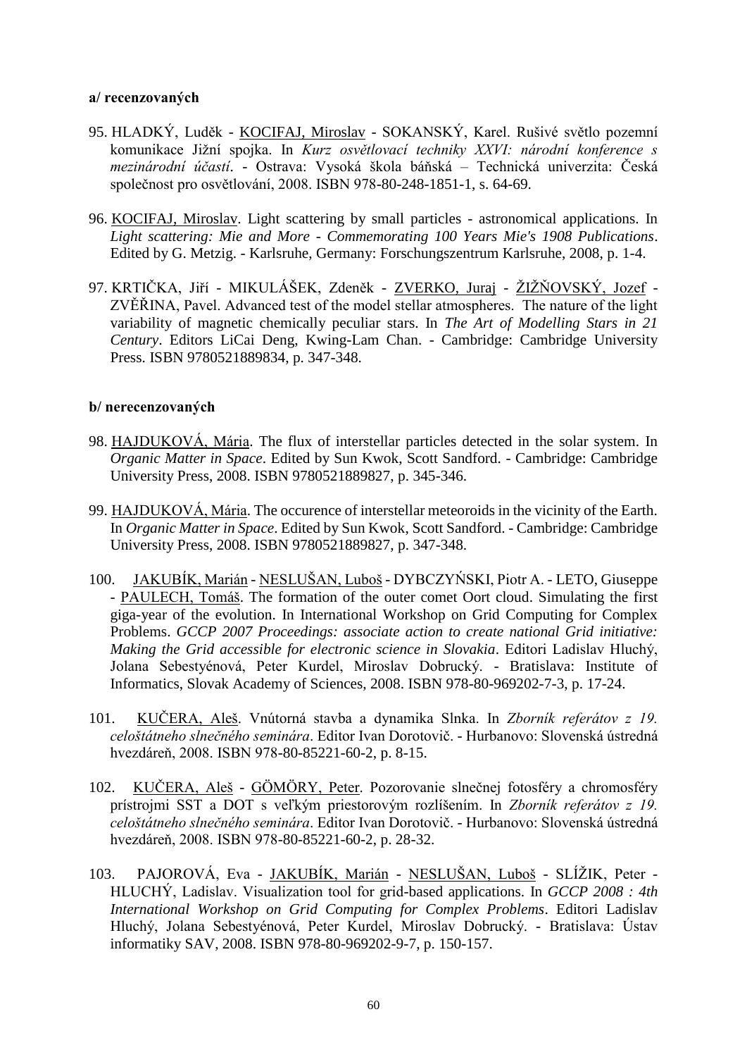**a/ recenzovaných**

95. HLADKÝ, Luděk - KOCIFAJ, Miroslav - SOKANSKÝ, Karel. Rušivé světlo pozemní komunikace Jižní spojka. In *Kurz osvětlovací techniky XXVI: národní konference s mezinárodní účastí*. - Ostrava: Vysoká škola báňská – Technická univerzita: Česká společnost pro osvětlování, 2008. ISBN 978-80-248-1851-1, s. 64-69.

96. KOCIFAJ, Miroslav. Light scattering by small particles - astronomical applications. In *Light scattering: Mie and More - Commemorating 100 Years Mie's 1908 Publications*. Edited by G. Metzig. - Karlsruhe, Germany: Forschungszentrum Karlsruhe, 2008, p. 1-4.

97. KRTIČKA, Jiří - MIKULÁŠEK, Zdeněk - ZVERKO, Juraj - ŽIŽŇOVSKÝ, Jozef - ZVĚŘINA, Pavel. Advanced test of the model stellar atmospheres. The nature of the light variability of magnetic chemically peculiar stars. In *The Art of Modelling Stars in 21 Century*. Editors LiCai Deng, Kwing-Lam Chan. - Cambridge: Cambridge University Press. ISBN 9780521889834, p. 347-348.

**b/ nerecenzovaných**

98. HAJDUKOVÁ, Mária. The flux of interstellar particles detected in the solar system. In *Organic Matter in Space*. Edited by Sun Kwok, Scott Sandford. - Cambridge: Cambridge University Press, 2008. ISBN 9780521889827, p. 345-346.

99. HAJDUKOVÁ, Mária. The occurence of interstellar meteoroids in the vicinity of the Earth. In *Organic Matter in Space*. Edited by Sun Kwok, Scott Sandford. - Cambridge: Cambridge University Press, 2008. ISBN 9780521889827, p. 347-348.

100. JAKUBÍK, Marián - NESLUŠAN, Luboš - DYBCZYŃSKI, Piotr A. - LETO, Giuseppe - PAULECH, Tomáš. The formation of the outer comet Oort cloud. Simulating the first giga-year of the evolution. In International Workshop on Grid Computing for Complex Problems. *GCCP 2007 Proceedings: associate action to create national Grid initiative: Making the Grid accessible for electronic science in Slovakia*. Editori Ladislav Hluchý, Jolana Sebestyénová, Peter Kurdel, Miroslav Dobrucký. - Bratislava: Institute of Informatics, Slovak Academy of Sciences, 2008. ISBN 978-80-969202-7-3, p. 17-24.

101. KUČERA, Aleš. Vnútorná stavba a dynamika Slnka. In *Zborník referátov z 19. celoštátneho slnečného seminára*. Editor Ivan Dorotovič. - Hurbanovo: Slovenská ústredná hvezdáreň, 2008. ISBN 978-80-85221-60-2, p. 8-15.

102. KUČERA, Aleš - GÖMÖRY, Peter. Pozorovanie slnečnej fotosféry a chromosféry prístrojmi SST a DOT s veľkým priestorovým rozlíšením. In *Zborník referátov z 19. celoštátneho slnečného seminára*. Editor Ivan Dorotovič. - Hurbanovo: Slovenská ústredná hvezdáreň, 2008. ISBN 978-80-85221-60-2, p. 28-32.

103. PAJOROVÁ, Eva - JAKUBÍK, Marián - NESLUŠAN, Luboš - SLÍŽIK, Peter - HLUCHÝ, Ladislav. Visualization tool for grid-based applications. In *GCCP 2008 : 4th International Workshop on Grid Computing for Complex Problems*. Editori Ladislav Hluchý, Jolana Sebestyénová, Peter Kurdel, Miroslav Dobrucký. - Bratislava: Ústav informatiky SAV, 2008. ISBN 978-80-969202-9-7, p. 150-157.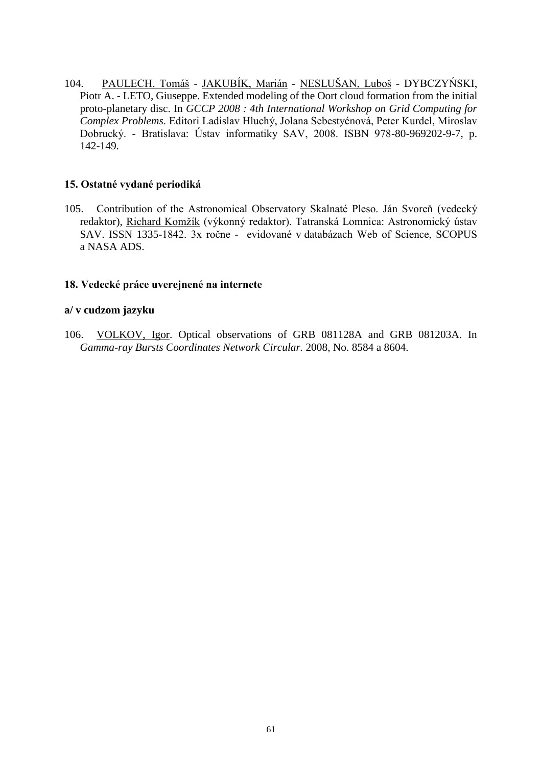104. PAULECH, Tomáš - JAKUBÍK, Marián - NESLUŠAN, Luboš - DYBCZYŃSKI, Piotr A. - LETO, Giuseppe. Extended modeling of the Oort cloud formation from the initial proto-planetary disc. In *GCCP 2008 : 4th International Workshop on Grid Computing for Complex Problems*. Editori Ladislav Hluchý, Jolana Sebestyénová, Peter Kurdel, Miroslav Dobrucký. - Bratislava: Ústav informatiky SAV, 2008. ISBN 978-80-969202-9-7, p. 142-149.

### 15. Ostatné vydané periodiká

105. Contribution of the Astronomical Observatory Skalnaté Pleso. Ján Svoreň (vedecký redaktor), Richard Komžík (výkonný redaktor). Tatranská Lomnica: Astronomický ústav SAV. ISSN 1335-1842. 3x ročne - evidované v databázach Web of Science, SCOPUS a NASA ADS.

### 18. Vedecké práce uverejnené na internete

#### a/ v cudzom jazyku

106. VOLKOV, Igor. Optical observations of GRB 081128A and GRB 081203A. In *Gamma-ray Bursts Coordinates Network Circular.* 2008, No. 8584 a 8604.